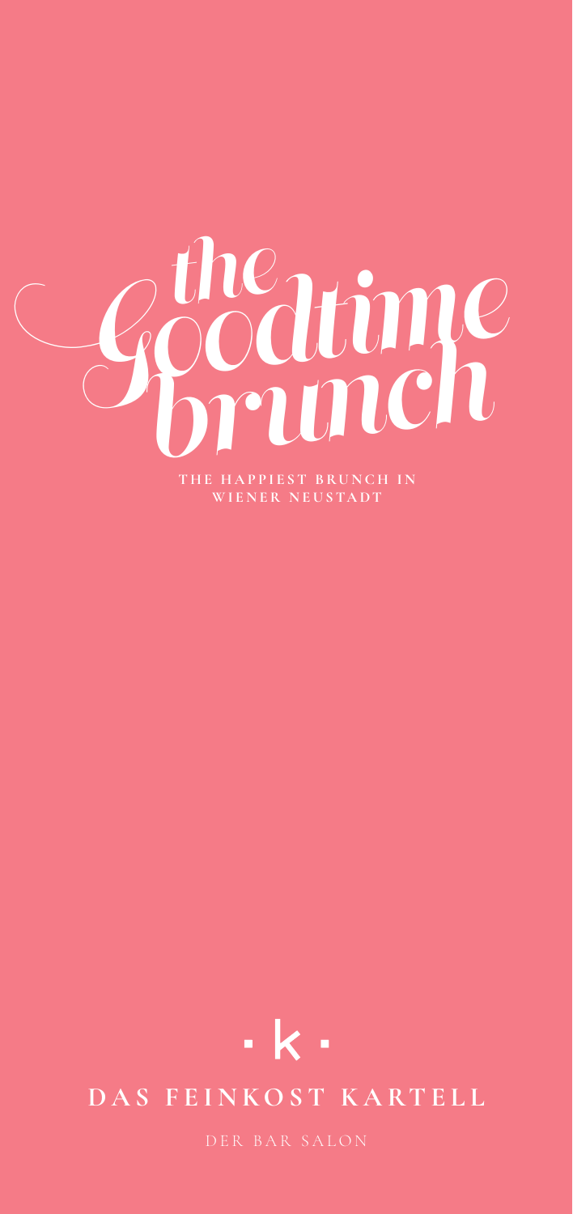# the Goodtime brunch

**THE HAPPIEST BRUNCH IN WIENER NEUSTADT**

· k ·

**DAS FEINKOST KARTELL**

DER BAR SALON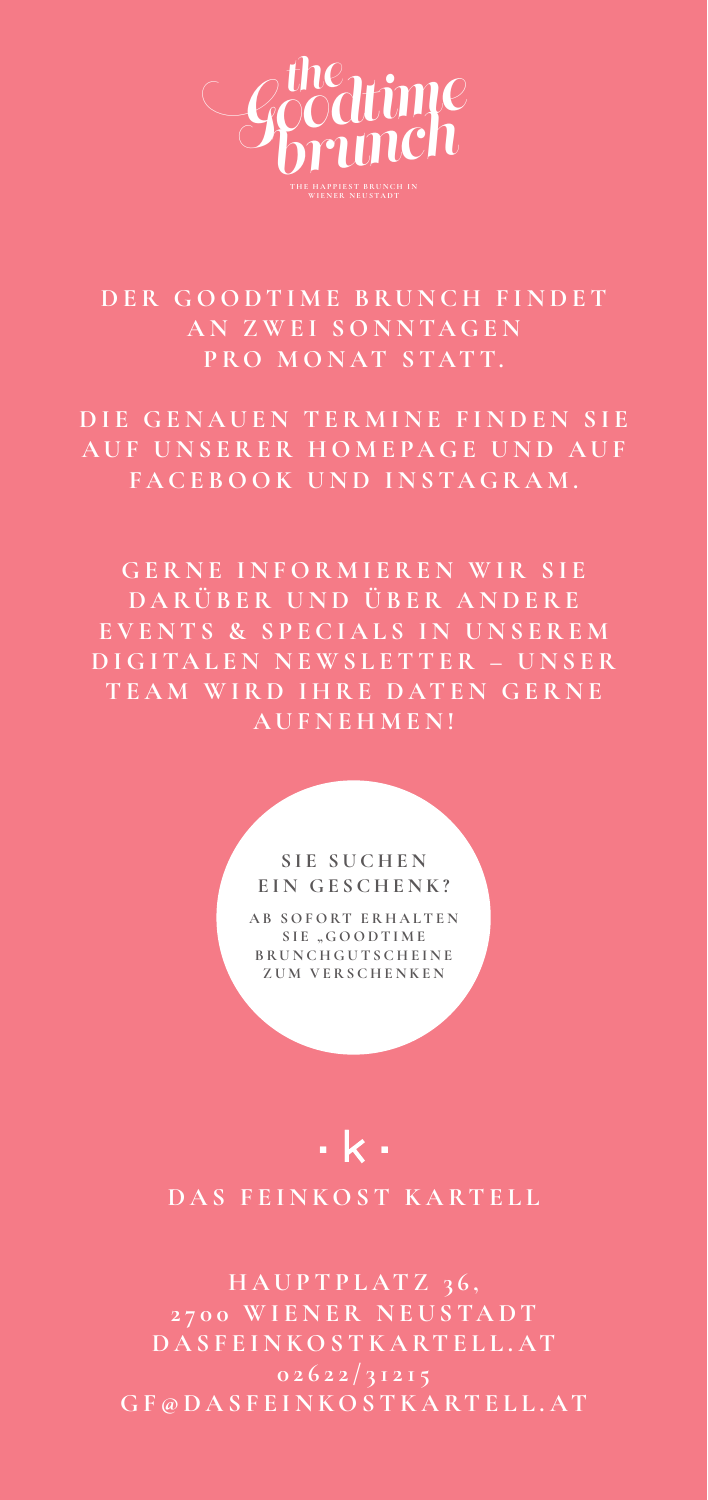# the Goodtime brunch

THE HAPPIEST BRUNCH IN WIENER NEUSTADT

**DER GOODTIME BRUNCH FINDET AN ZWEI SONNTAGEN PRO MONAT STATT.**

**DIE GENAUEN TERMINE FINDEN SIE AUF UNSERER HOMEPAGE UND AUF FACEBOOK UND INSTAGRAM.**

**GERNE INFORMIEREN WIR SIE DARÜBER UND ÜBER ANDERE EVENTS & SPECIALS IN UNSEREM DIGITALEN NEWSLETTER – UNSER TEAM WIRD IHRE DATEN GERNE AUFNEHMEN!**

**SIE SUCHEN EIN GESCHENK?**

**AB SOFORT ERHALTEN SIE „GOODTIME BRUNCHGUTSCHEINE ZUM VERSCHENKEN**

· k ·

**DAS FEINKOST KARTELL**

**HAUPTPLATZ 36,**
**2700 WIENER NEUSTADT**
**DASFEINKOSTKARTELL.AT**
**02622/31215**
**GF@DASFEINKOSTKARTELL.AT**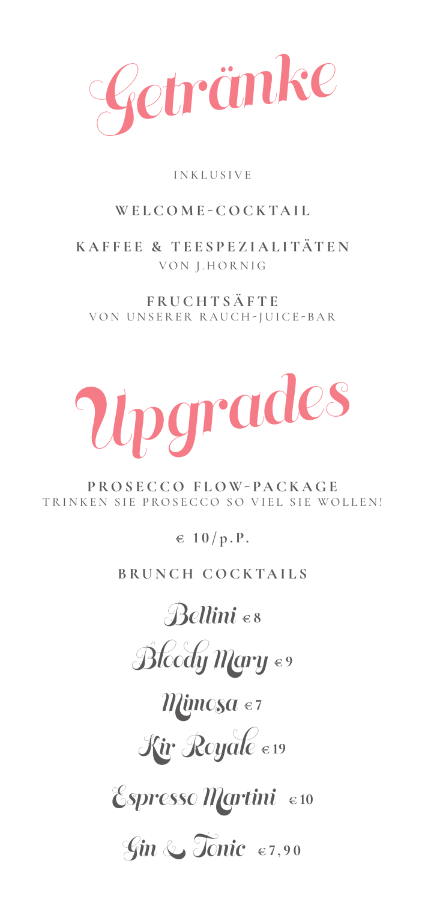# Getränke

INKLUSIVE

**WELCOME-COCKTAIL**

**KAFFEE & TEESPEZIALITÄTEN**
VON J.HORNIG

**FRUCHTSÄFTE**
VON UNSERER RAUCH-JUICE-BAR

# Upgrades

**PROSECCO FLOW-PACKAGE**
TRINKEN SIE PROSECCO SO VIEL SIE WOLLEN!

**€ 10/p.P.**

**BRUNCH COCKTAILS**

*Bellini* **€8**

*Bloody Mary* **€9**

*Mimosa* **€7**

*Kir Royale* **€19**

*Espresso Martini* **€10**

*Gin & Tonic* **€7,90**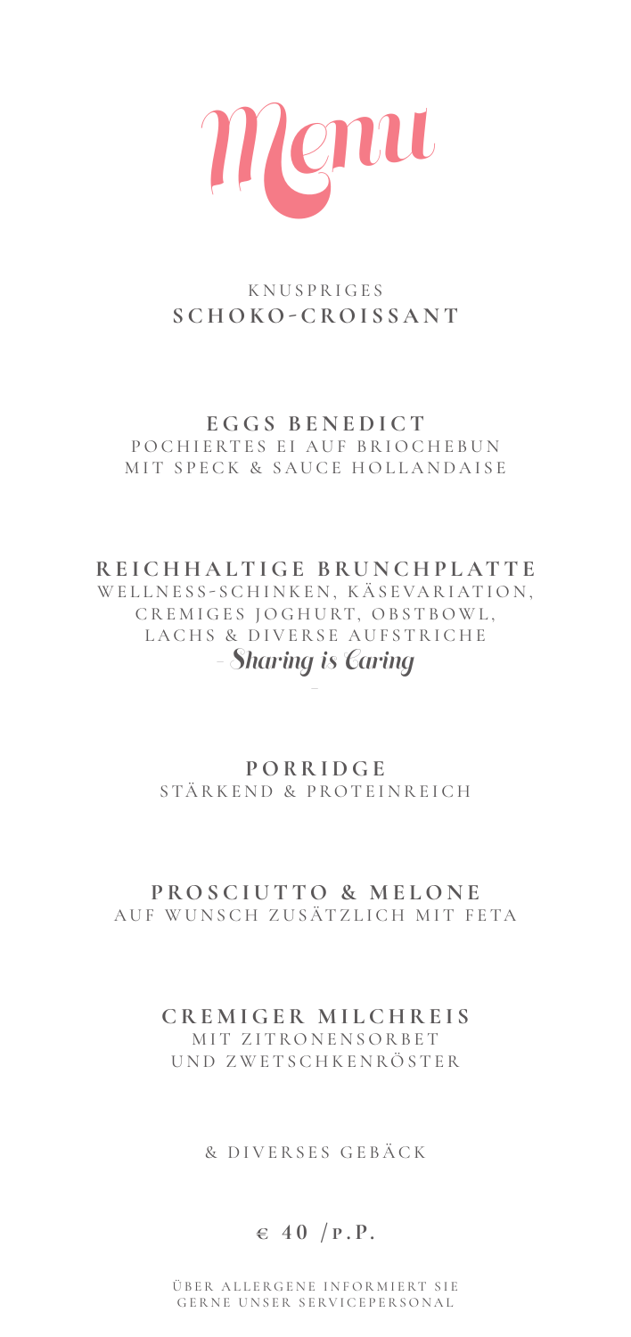# Menu

KNUSPRIGES
**SCHOKO-CROISSANT**

**EGGS BENEDICT**
POCHIERTES EI AUF BRIOCHEBUN
MIT SPECK & SAUCE HOLLANDAISE

**REICHHALTIGE BRUNCHPLATTE**
WELLNESS-SCHINKEN, KÄSEVARIATION,
CREMIGES JOGHURT, OBSTBOWL,
LACHS & DIVERSE AUFSTRICHE
*- Sharing is Caring -*

**PORRIDGE**
STÄRKEND & PROTEINREICH

**PROSCIUTTO & MELONE**
AUF WUNSCH ZUSÄTZLICH MIT FETA

**CREMIGER MILCHREIS**
MIT ZITRONENSORBET
UND ZWETSCHKENRÖSTER

& DIVERSES GEBÄCK

**€ 40 /P.P.**

ÜBER ALLERGENE INFORMIERT SIE
GERNE UNSER SERVICEPERSONAL